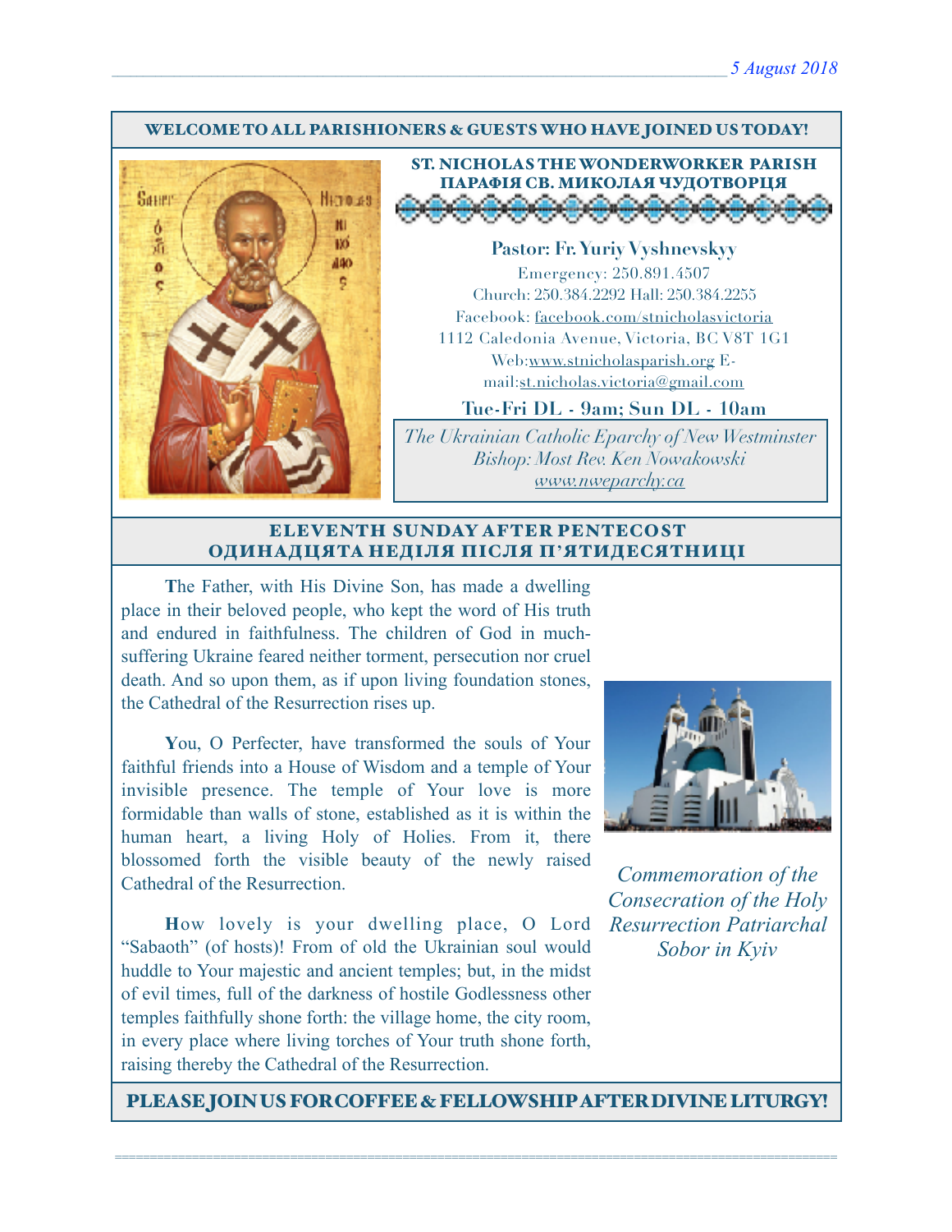5 August 2018

**WELCOME TO ALL PARISHIONERS & GUESTS WHO HAVE JOINED US TODAY!**

## ST. NICHOLAS THE WONDERWORKER PARISH
## ПАРАФІЯ СВ. МИКОЛАЯ ЧУДОТВОРЦЯ

**Pastor: Fr. Yuriy Vyshnevskyy**

Emergency: 250.891.4507
Church: 250.384.2292 Hall: 250.384.2255
Facebook: facebook.com/stnicholasvictoria
1112 Caledonia Avenue, Victoria, BC V8T 1G1
Web:www.stnicholasparish.org E-mail:st.nicholas.victoria@gmail.com

**Tue-Fri DL - 9am; Sun DL - 10am**

*The Ukrainian Catholic Eparchy of New Westminster*
*Bishop: Most Rev. Ken Nowakowski*
*www.nweparchy.ca*

## ELEVENTH SUNDAY AFTER PENTECOST
## ОДИНАДЦЯТА НЕДІЛЯ ПІСЛЯ П'ЯТИДЕСЯТНИЦІ

**T**he Father, with His Divine Son, has made a dwelling place in their beloved people, who kept the word of His truth and endured in faithfulness. The children of God in much-suffering Ukraine feared neither torment, persecution nor cruel death. And so upon them, as if upon living foundation stones, the Cathedral of the Resurrection rises up.

**Y**ou, O Perfecter, have transformed the souls of Your faithful friends into a House of Wisdom and a temple of Your invisible presence. The temple of Your love is more formidable than walls of stone, established as it is within the human heart, a living Holy of Holies. From it, there blossomed forth the visible beauty of the newly raised Cathedral of the Resurrection.

**H**ow lovely is your dwelling place, O Lord "Sabaoth" (of hosts)! From of old the Ukrainian soul would huddle to Your majestic and ancient temples; but, in the midst of evil times, full of the darkness of hostile Godlessness other temples faithfully shone forth: the village home, the city room, in every place where living torches of Your truth shone forth, raising thereby the Cathedral of the Resurrection.

*Commemoration of the Consecration of the Holy Resurrection Patriarchal Sobor in Kyiv*

**PLEASE JOIN US FOR COFFEE & FELLOWSHIP AFTER DIVINE LITURGY!**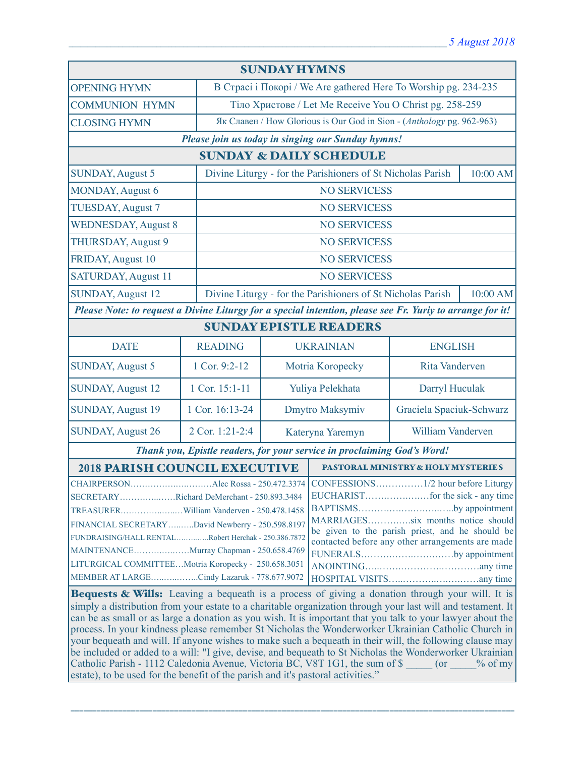## SUNDAY HYMNS

| | |
|---|---|
| OPENING HYMN | В Страсі і Покорі / We Are gathered Here To Worship pg. 234-235 |
| COMMUNION HYMN | Тіло Христове / Let Me Receive You O Christ pg. 258-259 |
| CLOSING HYMN | Як Славен / How Glorious is Our God in Sion - (*Anthology* pg. 962-963) |

***Please join us today in singing our Sunday hymns!***

## SUNDAY & DAILY SCHEDULE

| | | |
|---|---|---|
| SUNDAY, August 5 | Divine Liturgy - for the Parishioners of St Nicholas Parish | 10:00 AM |
| MONDAY, August 6 | NO SERVICESS | |
| TUESDAY, August 7 | NO SERVICESS | |
| WEDNESDAY, August 8 | NO SERVICESS | |
| THURSDAY, August 9 | NO SERVICESS | |
| FRIDAY, August 10 | NO SERVICESS | |
| SATURDAY, August 11 | NO SERVICESS | |
| SUNDAY, August 12 | Divine Liturgy - for the Parishioners of St Nicholas Parish | 10:00 AM |

***Please Note: to request a Divine Liturgy for a special intention, please see Fr. Yuriy to arrange for it!***

## SUNDAY EPISTLE READERS

| DATE | READING | UKRAINIAN | ENGLISH |
|---|---|---|---|
| SUNDAY, August 5 | 1 Cor. 9:2-12 | Motria Koropecky | Rita Vanderven |
| SUNDAY, August 12 | 1 Cor. 15:1-11 | Yuliya Pelekhata | Darryl Huculak |
| SUNDAY, August 19 | 1 Cor. 16:13-24 | Dmytro Maksymiv | Graciela Spaciuk-Schwarz |
| SUNDAY, August 26 | 2 Cor. 1:21-2:4 | Kateryna Yaremyn | William Vanderven |

***Thank you, Epistle readers, for your service in proclaiming God's Word!***

## 2018 PARISH COUNCIL EXECUTIVE

CHAIRPERSON…………………………Alec Rossa - 250.472.3374
SECRETARY……………Richard DeMerchant - 250.893.3484
TREASURER……………………William Vanderven - 250.478.1458
FINANCIAL SECRETARY……..David Newberry - 250.598.8197
FUNDRAISING/HALL RENTAL…………Robert Herchak - 250.386.7872
MAINTENANCE………………Murray Chapman - 250.658.4769
LITURGICAL COMMITTEE…Motria Koropecky - 250.658.3051
MEMBER AT LARGE……………Cindy Lazaruk - 778.677.9072

## PASTORAL MINISTRY & HOLY MYSTERIES

CONFESSIONS……………1/2 hour before Liturgy
EUCHARIST………………for the sick - any time
BAPTISMS…………………………by appointment
MARRIAGES…………six months notice should be given to the parish priest, and he should be contacted before any other arrangements are made
FUNERALS…………………………by appointment
ANOINTING……………………………any time
HOSPITAL VISITS……………………any time

**Bequests & Wills:** Leaving a bequeath is a process of giving a donation through your will. It is simply a distribution from your estate to a charitable organization through your last will and testament. It can be as small or as large a donation as you wish. It is important that you talk to your lawyer about the process. In your kindness please remember St Nicholas the Wonderworker Ukrainian Catholic Church in your bequeath and will. If anyone wishes to make such a bequeath in their will, the following clause may be included or added to a will: "I give, devise, and bequeath to St Nicholas the Wonderworker Ukrainian Catholic Parish - 1112 Caledonia Avenue, Victoria BC, V8T 1G1, the sum of $ _____ (or _____% of my estate), to be used for the benefit of the parish and it's pastoral activities."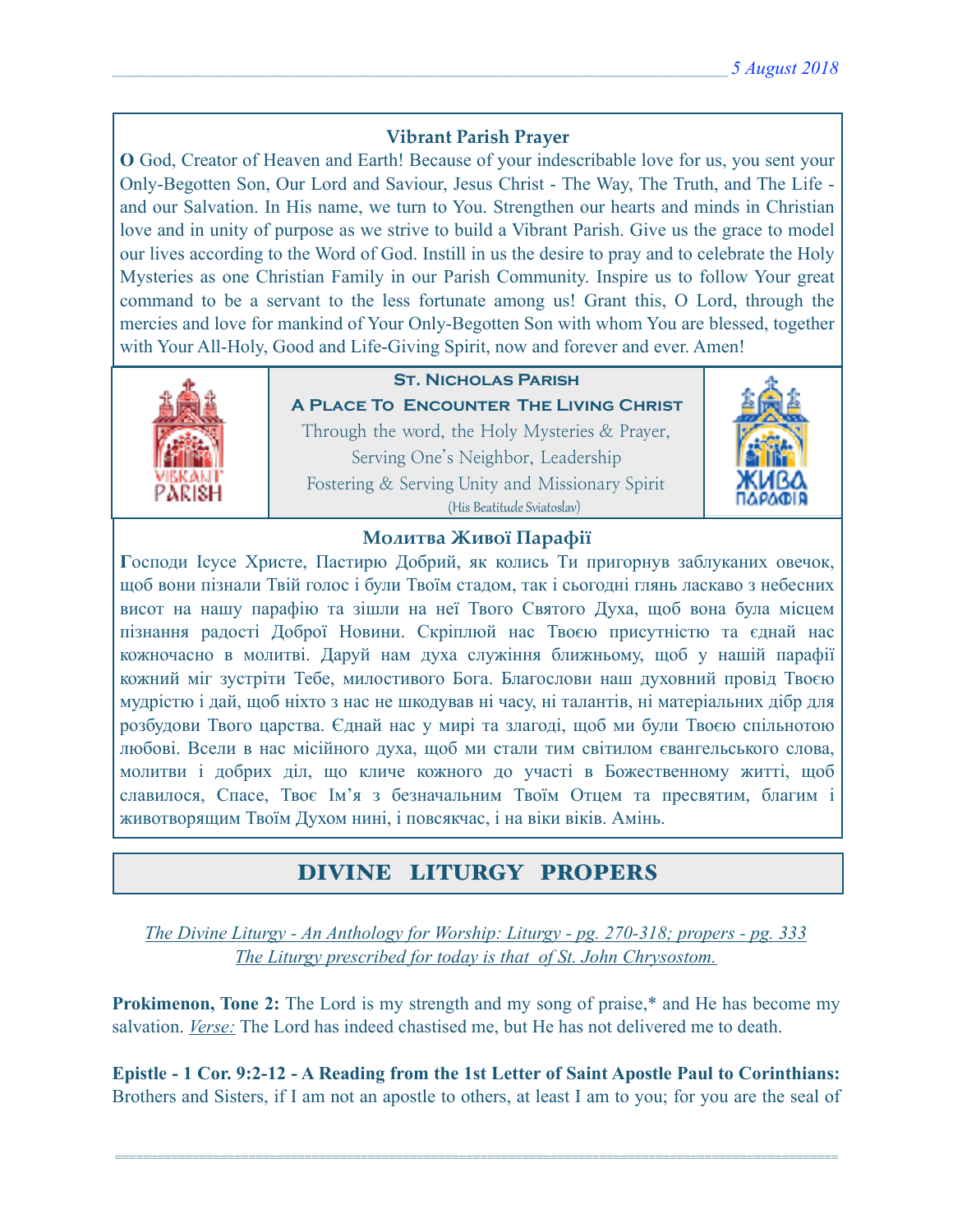### Vibrant Parish Prayer

**O** God, Creator of Heaven and Earth! Because of your indescribable love for us, you sent your Only-Begotten Son, Our Lord and Saviour, Jesus Christ - The Way, The Truth, and The Life - and our Salvation. In His name, we turn to You. Strengthen our hearts and minds in Christian love and in unity of purpose as we strive to build a Vibrant Parish. Give us the grace to model our lives according to the Word of God. Instill in us the desire to pray and to celebrate the Holy Mysteries as one Christian Family in our Parish Community. Inspire us to follow Your great command to be a servant to the less fortunate among us! Grant this, O Lord, through the mercies and love for mankind of Your Only-Begotten Son with whom You are blessed, together with Your All-Holy, Good and Life-Giving Spirit, now and forever and ever. Amen!

**St. Nicholas Parish**

**A Place To Encounter The Living Christ**

Through the word, the Holy Mysteries & Prayer,
Serving One's Neighbor, Leadership
Fostering & Serving Unity and Missionary Spirit
(His Beatitude Sviatoslav)

### Молитва Живої Парафії

**Г**осподи Ісусе Христе, Пастирю Добрий, як колись Ти пригорнув заблуканих овечок, щоб вони пізнали Твій голос і були Твоїм стадом, так і сьогодні глянь ласкаво з небесних висот на нашу парафію та зішли на неї Твого Святого Духа, щоб вона була місцем пізнання радості Доброї Новини. Скріплюй нас Твоєю присутністю та єднай нас кожночасно в молитві. Даруй нам духа служіння ближньому, щоб у нашій парафії кожний міг зустріти Тебе, милостивого Бога. Благослови наш духовний провід Твоєю мудрістю і дай, щоб ніхто з нас не шкодував ні часу, ні талантів, ні матеріальних дібр для розбудови Твого царства. Єднай нас у мирі та злагоді, щоб ми були Твоєю спільнотою любові. Всели в нас місійного духа, щоб ми стали тим світилом євангельського слова, молитви і добрих діл, що кличе кожного до участі в Божественному житті, щоб славилося, Спасе, Твоє Ім'я з безначальним Твоїм Отцем та пресвятим, благим і животворящим Твоїм Духом нині, і повсякчас, і на віки віків. Амінь.

## DIVINE LITURGY PROPERS

*The Divine Liturgy - An Anthology for Worship: Liturgy - pg. 270-318; propers - pg. 333*
*The Liturgy prescribed for today is that of St. John Chrysostom.*

**Prokimenon, Tone 2:** The Lord is my strength and my song of praise,* and He has become my salvation. *Verse:* The Lord has indeed chastised me, but He has not delivered me to death.

**Epistle - 1 Cor. 9:2-12 - A Reading from the 1st Letter of Saint Apostle Paul to Corinthians:** Brothers and Sisters, if I am not an apostle to others, at least I am to you; for you are the seal of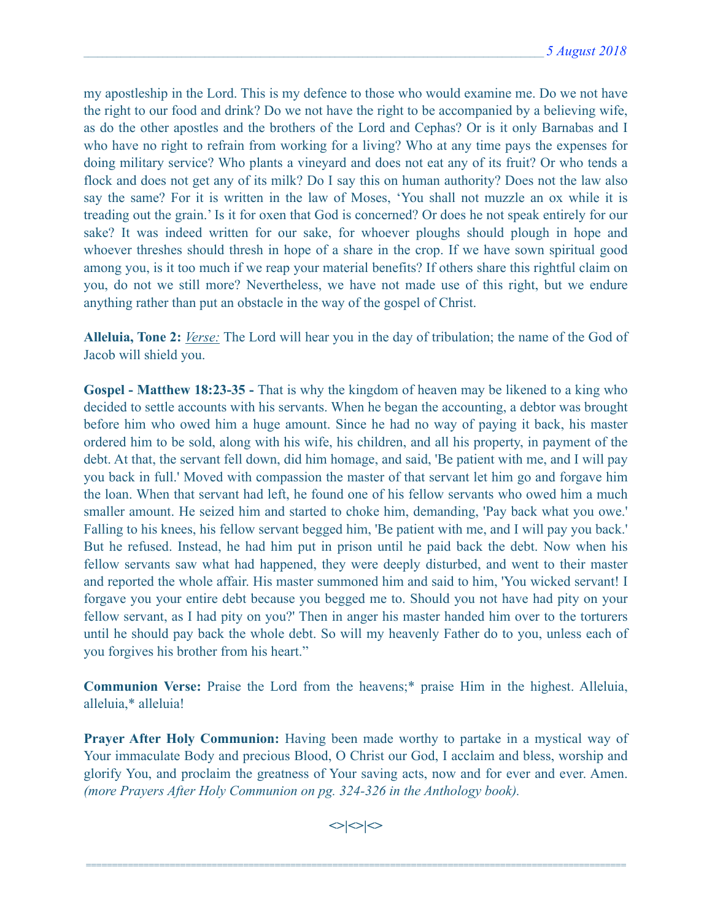my apostleship in the Lord. This is my defence to those who would examine me. Do we not have the right to our food and drink? Do we not have the right to be accompanied by a believing wife, as do the other apostles and the brothers of the Lord and Cephas? Or is it only Barnabas and I who have no right to refrain from working for a living? Who at any time pays the expenses for doing military service? Who plants a vineyard and does not eat any of its fruit? Or who tends a flock and does not get any of its milk? Do I say this on human authority? Does not the law also say the same? For it is written in the law of Moses, 'You shall not muzzle an ox while it is treading out the grain.' Is it for oxen that God is concerned? Or does he not speak entirely for our sake? It was indeed written for our sake, for whoever ploughs should plough in hope and whoever threshes should thresh in hope of a share in the crop. If we have sown spiritual good among you, is it too much if we reap your material benefits? If others share this rightful claim on you, do not we still more? Nevertheless, we have not made use of this right, but we endure anything rather than put an obstacle in the way of the gospel of Christ.

**Alleluia, Tone 2:** *Verse:* The Lord will hear you in the day of tribulation; the name of the God of Jacob will shield you.

**Gospel - Matthew 18:23-35 -** That is why the kingdom of heaven may be likened to a king who decided to settle accounts with his servants. When he began the accounting, a debtor was brought before him who owed him a huge amount. Since he had no way of paying it back, his master ordered him to be sold, along with his wife, his children, and all his property, in payment of the debt. At that, the servant fell down, did him homage, and said, 'Be patient with me, and I will pay you back in full.' Moved with compassion the master of that servant let him go and forgave him the loan. When that servant had left, he found one of his fellow servants who owed him a much smaller amount. He seized him and started to choke him, demanding, 'Pay back what you owe.' Falling to his knees, his fellow servant begged him, 'Be patient with me, and I will pay you back.' But he refused. Instead, he had him put in prison until he paid back the debt. Now when his fellow servants saw what had happened, they were deeply disturbed, and went to their master and reported the whole affair. His master summoned him and said to him, 'You wicked servant! I forgave you your entire debt because you begged me to. Should you not have had pity on your fellow servant, as I had pity on you?' Then in anger his master handed him over to the torturers until he should pay back the whole debt. So will my heavenly Father do to you, unless each of you forgives his brother from his heart."

**Communion Verse:** Praise the Lord from the heavens;* praise Him in the highest. Alleluia, alleluia,* alleluia!

**Prayer After Holy Communion:** Having been made worthy to partake in a mystical way of Your immaculate Body and precious Blood, O Christ our God, I acclaim and bless, worship and glorify You, and proclaim the greatness of Your saving acts, now and for ever and ever. Amen. *(more Prayers After Holy Communion on pg. 324-326 in the Anthology book).*

<>|<>|<>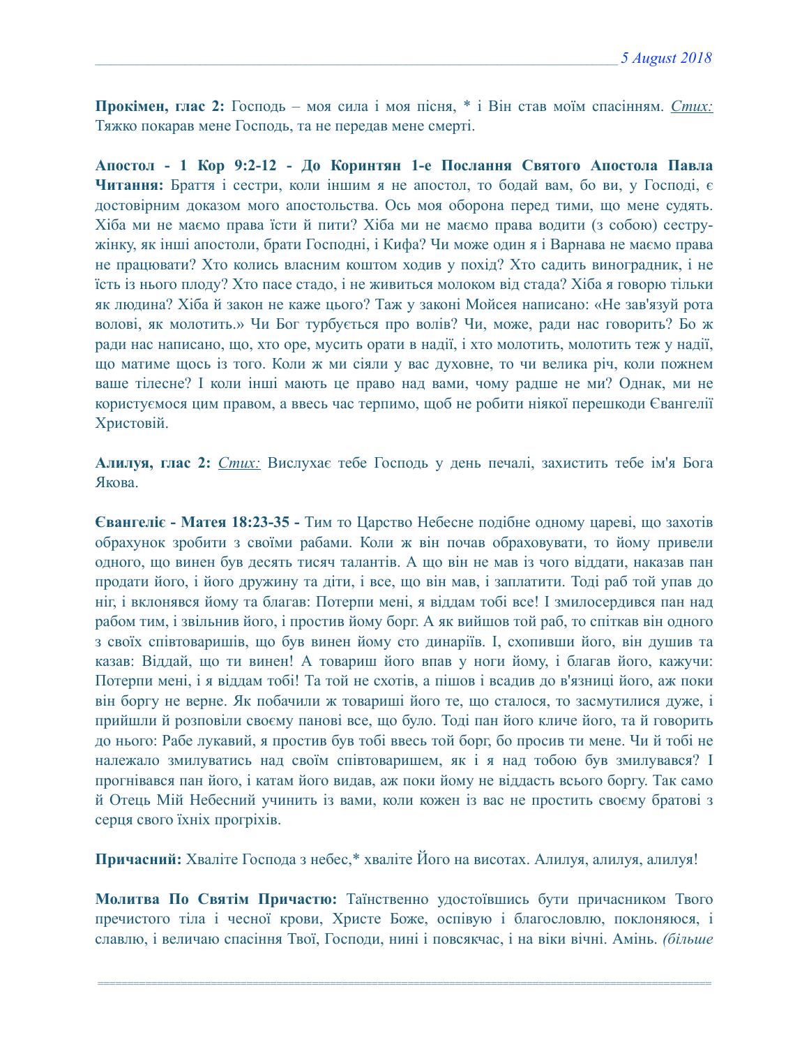**Прокімен, глас 2:** Господь – моя сила і моя пісня, * і Він став моїм спасінням. *Стих:* Тяжко покарав мене Господь, та не передав мене смерті.

**Апостол - 1 Кор 9:2-12 - До Коринтян 1-е Послання Святого Апостола Павла Читання:** Браття і сестри, коли іншим я не апостол, то бодай вам, бо ви, у Господі, є достовірним доказом мого апостольства. Ось моя оборона перед тими, що мене судять. Хіба ми не маємо права їсти й пити? Хіба ми не маємо права водити (з собою) сестру-жінку, як інші апостоли, брати Господні, і Кифа? Чи може один я і Варнава не маємо права не працювати? Хто колись власним коштом ходив у похід? Хто садить виноградник, і не їсть із нього плоду? Хто пасе стадо, і не живиться молоком від стада? Хіба я говорю тільки як людина? Хіба й закон не каже цього? Таж у законі Мойсея написано: «Не зав'язуй рота волові, як молотить.» Чи Бог турбується про волів? Чи, може, ради нас говорить? Бо ж ради нас написано, що, хто оре, мусить орати в надії, і хто молотить, молотить теж у надії, що матиме щось із того. Коли ж ми сіяли у вас духовне, то чи велика річ, коли пожнем ваше тілесне? І коли інші мають це право над вами, чому радше не ми? Однак, ми не користуємося цим правом, а ввесь час терпимо, щоб не робити ніякої перешкоди Євангелії Христовій.

**Алилуя, глас 2:** *Стих:* Вислухає тебе Господь у день печалі, захистить тебе ім'я Бога Якова.

**Євангеліє - Матея 18:23-35 -** Тим то Царство Небесне подібне одному цареві, що захотів обрахунок зробити з своїми рабами. Коли ж він почав обраховувати, то йому привели одного, що винен був десять тисяч талантів. А що він не мав із чого віддати, наказав пан продати його, і його дружину та діти, і все, що він мав, і заплатити. Тоді раб той упав до ніг, і вклонявся йому та благав: Потерпи мені, я віддам тобі все! І змилосердився пан над рабом тим, і звільнив його, і простив йому борг. А як вийшов той раб, то спіткав він одного з своїх співтоваришів, що був винен йому сто динаріїв. І, схопивши його, він душив та казав: Віддай, що ти винен! А товариш його впав у ноги йому, і благав його, кажучи: Потерпи мені, і я віддам тобі! Та той не схотів, а пішов і всадив до в'язниці його, аж поки він боргу не верне. Як побачили ж товариші його те, що сталося, то засмутилися дуже, і прийшли й розповіли своєму панові все, що було. Тоді пан його кличе його, та й говорить до нього: Рабе лукавий, я простив був тобі ввесь той борг, бо просив ти мене. Чи й тобі не належало змилуватись над своїм співтоваришем, як і я над тобою був змилувався? І прогнівався пан його, і катам його видав, аж поки йому не віддасть всього боргу. Так само й Отець Мій Небесний учинить із вами, коли кожен із вас не простить своєму братові з серця свого їхніх прогріхів.

**Причасний:** Хваліте Господа з небес,* хваліте Його на висотах. Алилуя, алилуя, алилуя!

**Молитва По Святім Причастю:** Таїнственно удостоївшись бути причасником Твого пречистого тіла і чесної крови, Христе Боже, оспівую і благословлю, поклоняюся, і славлю, і величаю спасіння Твої, Господи, нині і повсякчас, і на віки вічні. Амінь. *(більше*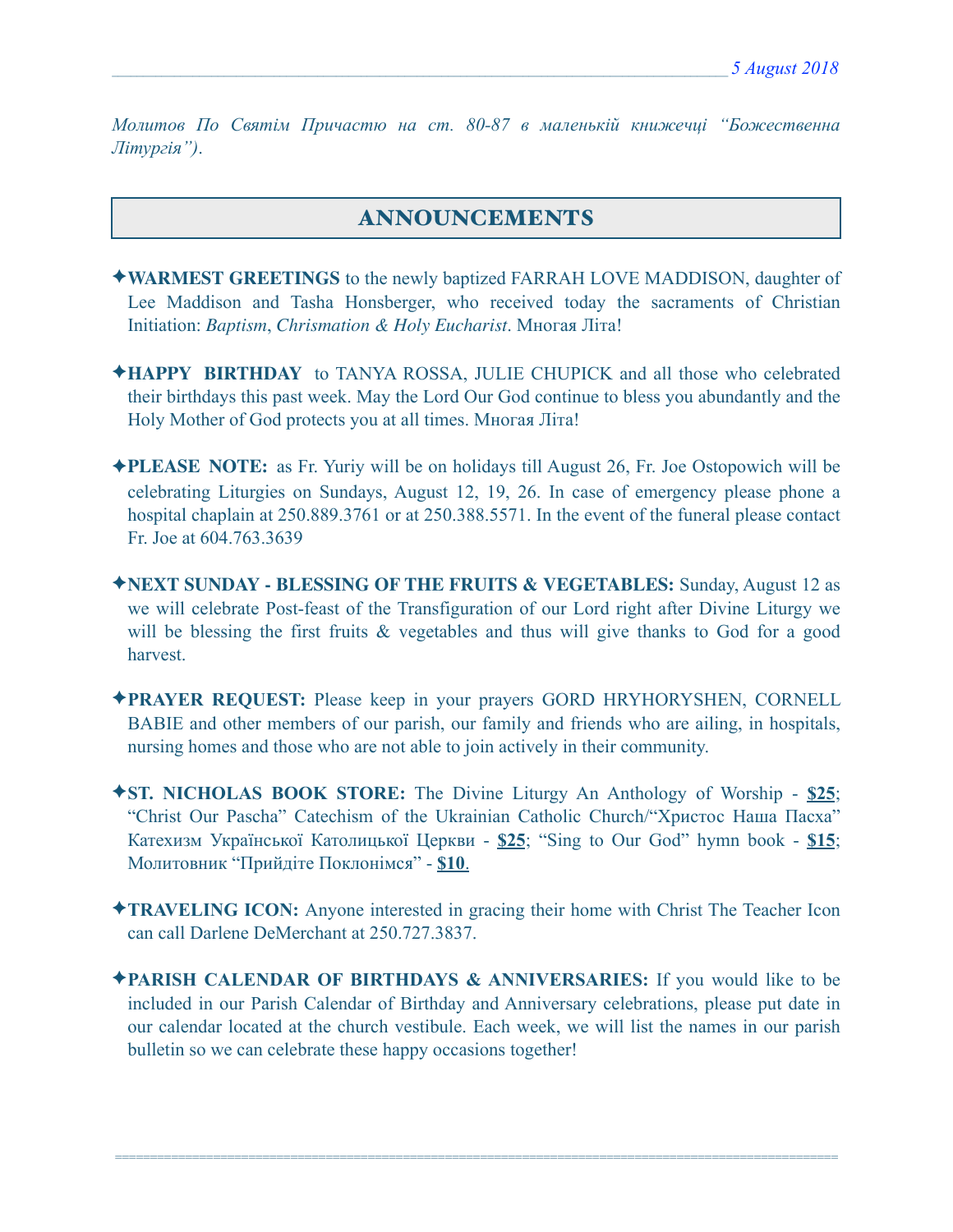*Молитов По Святім Причастю на ст. 80-87 в маленькій книжечці "Божественна Літургія").*

## ANNOUNCEMENTS

✦**WARMEST GREETINGS** to the newly baptized FARRAH LOVE MADDISON, daughter of Lee Maddison and Tasha Honsberger, who received today the sacraments of Christian Initiation: *Baptism*, *Chrismation & Holy Eucharist*. Многая Літа!

✦**HAPPY BIRTHDAY** to TANYA ROSSA, JULIE CHUPICK and all those who celebrated their birthdays this past week. May the Lord Our God continue to bless you abundantly and the Holy Mother of God protects you at all times. Многая Літа!

✦**PLEASE NOTE:** as Fr. Yuriy will be on holidays till August 26, Fr. Joe Ostopowich will be celebrating Liturgies on Sundays, August 12, 19, 26. In case of emergency please phone a hospital chaplain at 250.889.3761 or at 250.388.5571. In the event of the funeral please contact Fr. Joe at 604.763.3639

✦**NEXT SUNDAY - BLESSING OF THE FRUITS & VEGETABLES:** Sunday, August 12 as we will celebrate Post-feast of the Transfiguration of our Lord right after Divine Liturgy we will be blessing the first fruits & vegetables and thus will give thanks to God for a good harvest.

✦**PRAYER REQUEST:** Please keep in your prayers GORD HRYHORYSHEN, CORNELL BABIE and other members of our parish, our family and friends who are ailing, in hospitals, nursing homes and those who are not able to join actively in their community.

✦**ST. NICHOLAS BOOK STORE:** The Divine Liturgy An Anthology of Worship - **$25**; "Christ Our Pascha" Catechism of the Ukrainian Catholic Church/"Христос Наша Пасха" Катехизм Української Католицької Церкви - **$25**; "Sing to Our God" hymn book - **$15**; Молитовник "Прийдіте Поклонімся" - **$10**.

✦**TRAVELING ICON:** Anyone interested in gracing their home with Christ The Teacher Icon can call Darlene DeMerchant at 250.727.3837.

✦**PARISH CALENDAR OF BIRTHDAYS & ANNIVERSARIES:** If you would like to be included in our Parish Calendar of Birthday and Anniversary celebrations, please put date in our calendar located at the church vestibule. Each week, we will list the names in our parish bulletin so we can celebrate these happy occasions together!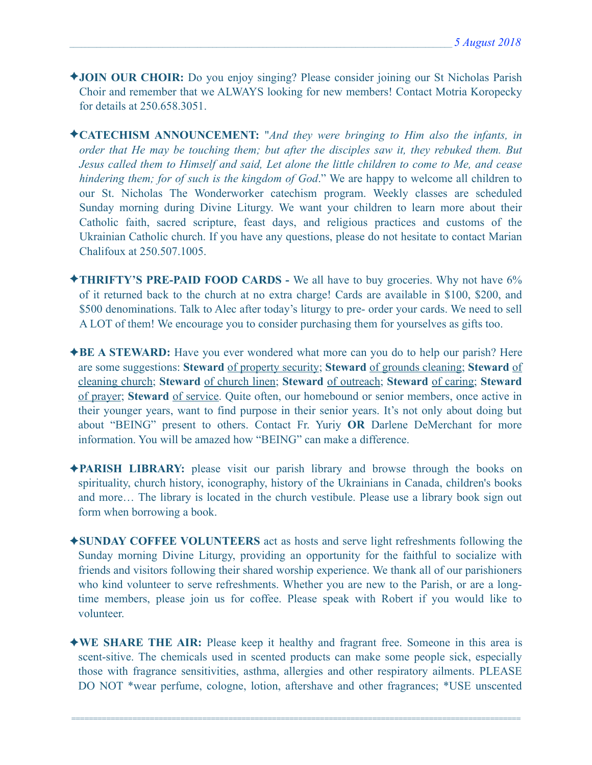✦**JOIN OUR CHOIR:** Do you enjoy singing? Please consider joining our St Nicholas Parish Choir and remember that we ALWAYS looking for new members! Contact Motria Koropecky for details at 250.658.3051.

✦**CATECHISM ANNOUNCEMENT:** "*And they were bringing to Him also the infants, in order that He may be touching them; but after the disciples saw it, they rebuked them. But Jesus called them to Himself and said, Let alone the little children to come to Me, and cease hindering them; for of such is the kingdom of God*." We are happy to welcome all children to our St. Nicholas The Wonderworker catechism program. Weekly classes are scheduled Sunday morning during Divine Liturgy. We want your children to learn more about their Catholic faith, sacred scripture, feast days, and religious practices and customs of the Ukrainian Catholic church. If you have any questions, please do not hesitate to contact Marian Chalifoux at 250.507.1005.

✦**THRIFTY'S PRE-PAID FOOD CARDS -** We all have to buy groceries. Why not have 6% of it returned back to the church at no extra charge! Cards are available in $100, $200, and $500 denominations. Talk to Alec after today's liturgy to pre- order your cards. We need to sell A LOT of them! We encourage you to consider purchasing them for yourselves as gifts too.

✦**BE A STEWARD:** Have you ever wondered what more can you do to help our parish? Here are some suggestions: **Steward** <u>of property security</u>; **Steward** <u>of grounds cleaning</u>; **Steward** <u>of cleaning church</u>; **Steward** <u>of church linen</u>; **Steward** <u>of outreach</u>; **Steward** <u>of caring</u>; **Steward** <u>of prayer</u>; **Steward** <u>of service</u>. Quite often, our homebound or senior members, once active in their younger years, want to find purpose in their senior years. It's not only about doing but about "BEING" present to others. Contact Fr. Yuriy **OR** Darlene DeMerchant for more information. You will be amazed how "BEING" can make a difference.

✦**PARISH LIBRARY:** please visit our parish library and browse through the books on spirituality, church history, iconography, history of the Ukrainians in Canada, children's books and more… The library is located in the church vestibule. Please use a library book sign out form when borrowing a book.

✦**SUNDAY COFFEE VOLUNTEERS** act as hosts and serve light refreshments following the Sunday morning Divine Liturgy, providing an opportunity for the faithful to socialize with friends and visitors following their shared worship experience. We thank all of our parishioners who kind volunteer to serve refreshments. Whether you are new to the Parish, or are a long-time members, please join us for coffee. Please speak with Robert if you would like to volunteer.

✦**WE SHARE THE AIR:** Please keep it healthy and fragrant free. Someone in this area is scent-sitive. The chemicals used in scented products can make some people sick, especially those with fragrance sensitivities, asthma, allergies and other respiratory ailments. PLEASE DO NOT *wear perfume, cologne, lotion, aftershave and other fragrances; *USE unscented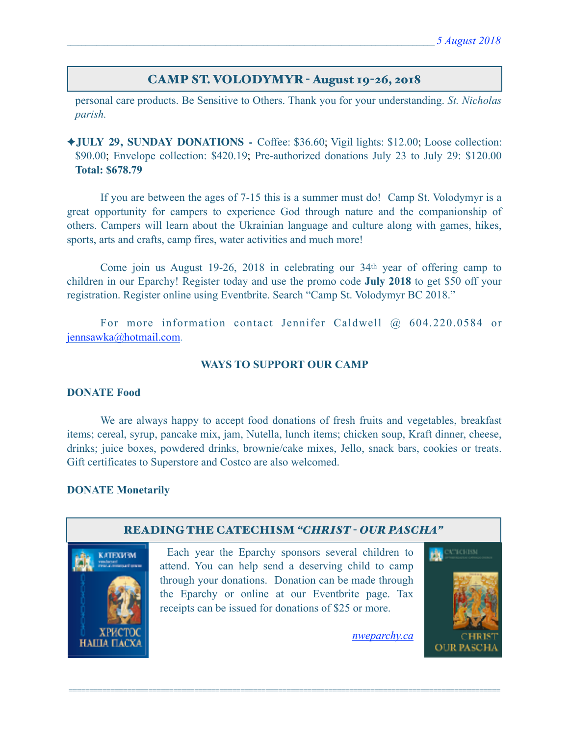## CAMP ST. VOLODYMYR - August 19-26, 2018

personal care products. Be Sensitive to Others. Thank you for your understanding. *St. Nicholas parish.*

✦**JULY 29, SUNDAY DONATIONS -** Coffee: $36.60; Vigil lights: $12.00; Loose collection: $90.00; Envelope collection: $420.19; Pre-authorized donations July 23 to July 29: $120.00 **Total: $678.79**

If you are between the ages of 7-15 this is a summer must do! Camp St. Volodymyr is a great opportunity for campers to experience God through nature and the companionship of others. Campers will learn about the Ukrainian language and culture along with games, hikes, sports, arts and crafts, camp fires, water activities and much more!

Come join us August 19-26, 2018 in celebrating our 34th year of offering camp to children in our Eparchy! Register today and use the promo code **July 2018** to get $50 off your registration. Register online using Eventbrite. Search "Camp St. Volodymyr BC 2018."

For more information contact Jennifer Caldwell @ 604.220.0584 or jennsawka@hotmail.com.

**WAYS TO SUPPORT OUR CAMP**

**DONATE Food**

We are always happy to accept food donations of fresh fruits and vegetables, breakfast items; cereal, syrup, pancake mix, jam, Nutella, lunch items; chicken soup, Kraft dinner, cheese, drinks; juice boxes, powdered drinks, brownie/cake mixes, Jello, snack bars, cookies or treats. Gift certificates to Superstore and Costco are also welcomed.

**DONATE Monetarily**

## READING THE CATECHISM *"CHRIST - OUR PASCHA"*

Each year the Eparchy sponsors several children to attend. You can help send a deserving child to camp through your donations. Donation can be made through the Eparchy or online at our Eventbrite page. Tax receipts can be issued for donations of $25 or more.

*nweparchy.ca*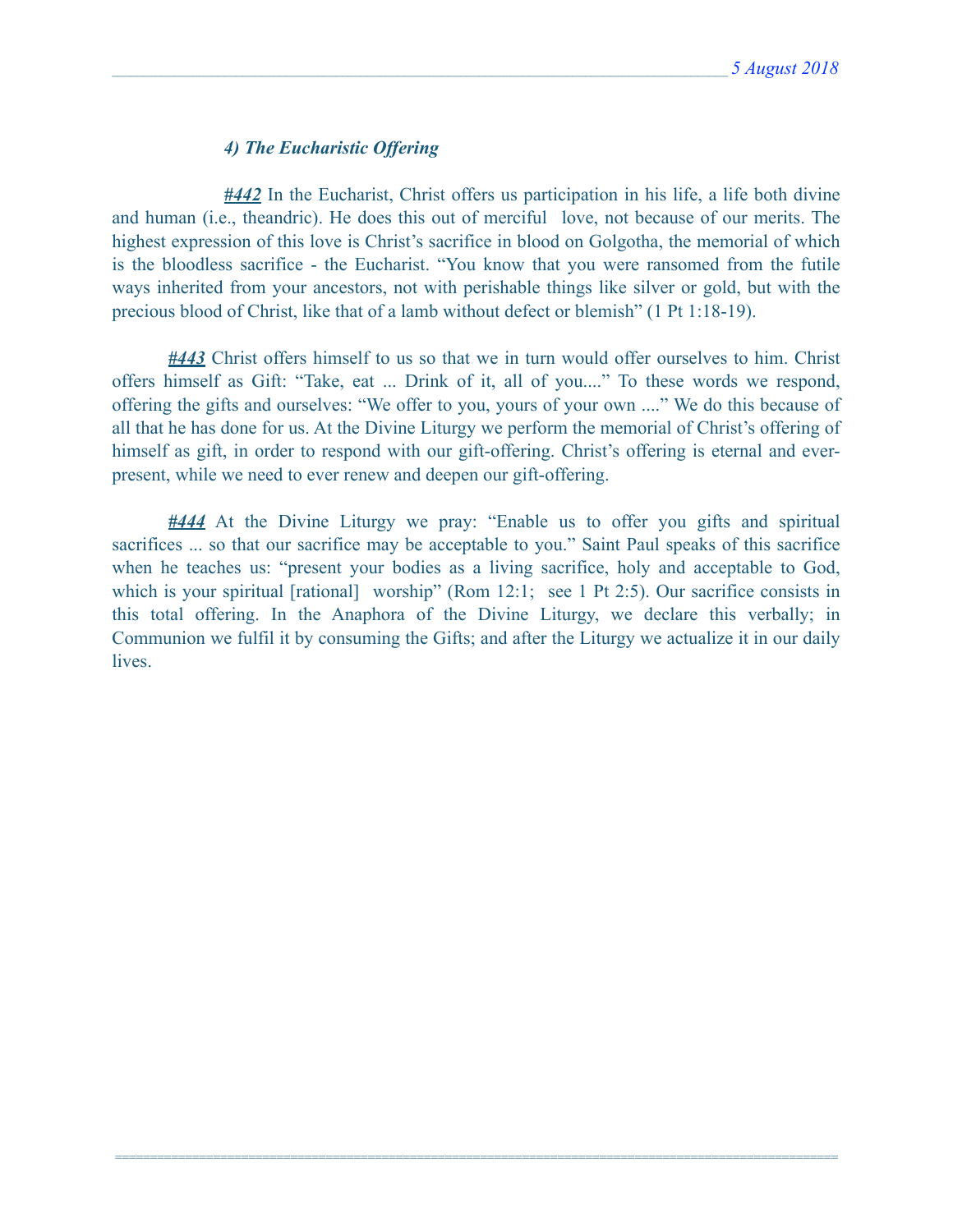### *4) The Eucharistic Offering*

***#442*** In the Eucharist, Christ offers us participation in his life, a life both divine and human (i.e., theandric). He does this out of merciful love, not because of our merits. The highest expression of this love is Christ's sacrifice in blood on Golgotha, the memorial of which is the bloodless sacrifice - the Eucharist. "You know that you were ransomed from the futile ways inherited from your ancestors, not with perishable things like silver or gold, but with the precious blood of Christ, like that of a lamb without defect or blemish" (1 Pt 1:18-19).

***#443*** Christ offers himself to us so that we in turn would offer ourselves to him. Christ offers himself as Gift: "Take, eat ... Drink of it, all of you...." To these words we respond, offering the gifts and ourselves: "We offer to you, yours of your own ...." We do this because of all that he has done for us. At the Divine Liturgy we perform the memorial of Christ's offering of himself as gift, in order to respond with our gift-offering. Christ's offering is eternal and ever-present, while we need to ever renew and deepen our gift-offering.

***#444*** At the Divine Liturgy we pray: "Enable us to offer you gifts and spiritual sacrifices ... so that our sacrifice may be acceptable to you." Saint Paul speaks of this sacrifice when he teaches us: "present your bodies as a living sacrifice, holy and acceptable to God, which is your spiritual [rational] worship" (Rom 12:1; see 1 Pt 2:5). Our sacrifice consists in this total offering. In the Anaphora of the Divine Liturgy, we declare this verbally; in Communion we fulfil it by consuming the Gifts; and after the Liturgy we actualize it in our daily lives.